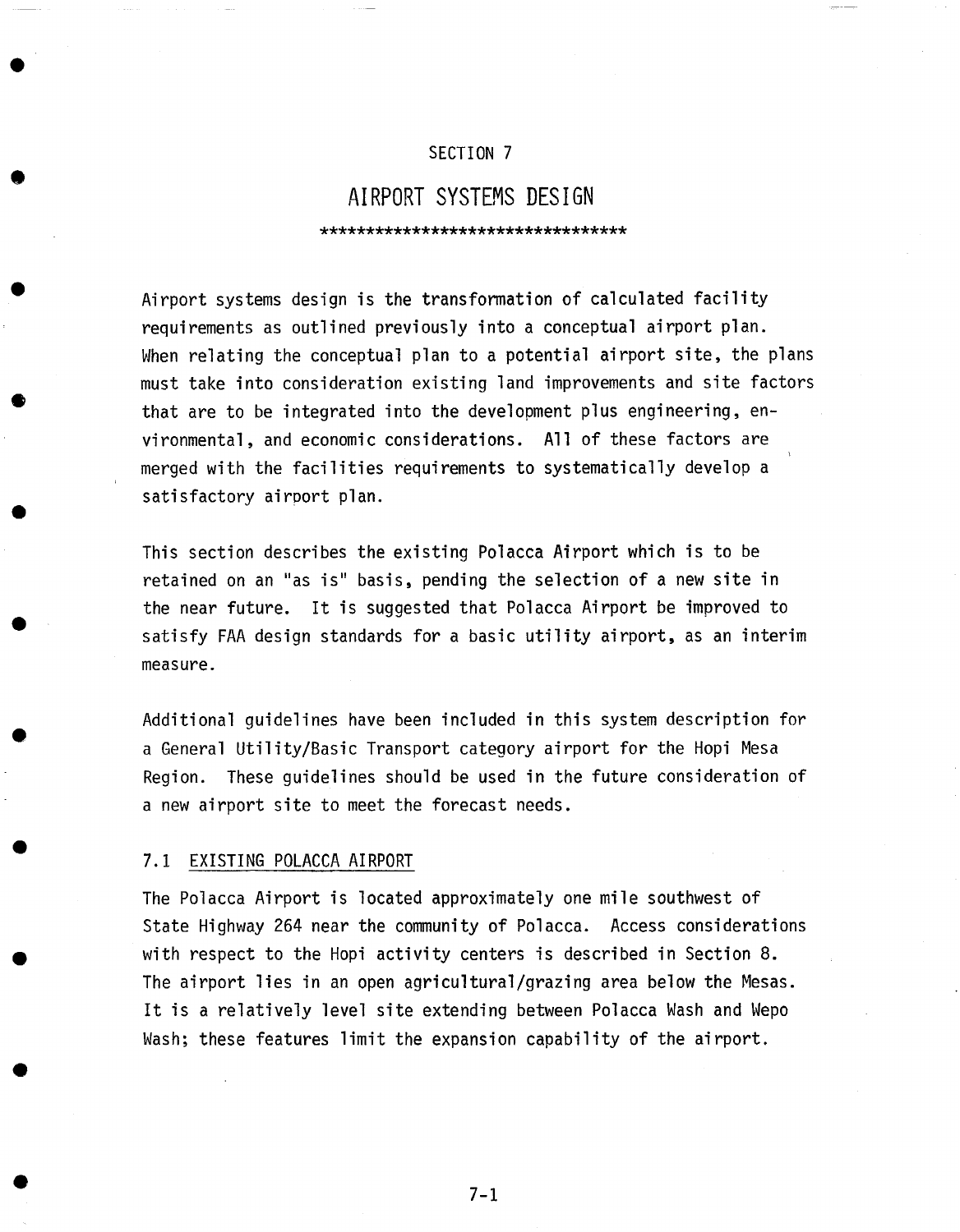SECTION 7

# AIRPORT SYSTEMS DESIGN

*********************************

Airport systems design is the transformation of calculated facility requirements as outlined previously into a conceptual airport plan. When relating the conceptual plan to a potential airport site, the plans must take into consideration existing land improvements and site factors that are to be integrated into the development plus engineering, environmental, and economic considerations. All of these factors are merged with the facilities requirements to systematically develop a satisfactory airport plan.

This section describes the existing Polacca Airport which is to be retained on an "as is" basis, pending the selection of a new site in the near future. It is suggested that Polacca Airport be improved to satisfy FAA design standards for a basic utility airport, as an interim measure.

Additional guidelines have been included in this system description for a General Utility/Basic Transport category airport for the Hopi Mesa Region. These guidelines should be used in the future consideration of a new airport site to meet the forecast needs.

## 7.1 EXISTING POLACCA AIRPORT

The Polacca Airport is located approximately one mile southwest of State Highway 264 near the community of Polacca. Access considerations with respect to the Hopi activity centers is described in Section 8. The airport lies in an open agricultural/grazing area below the Mesas. It is a relatively level site extending between Polacca Wash and Wepo Wash; these features limit the expansion capability of the airport.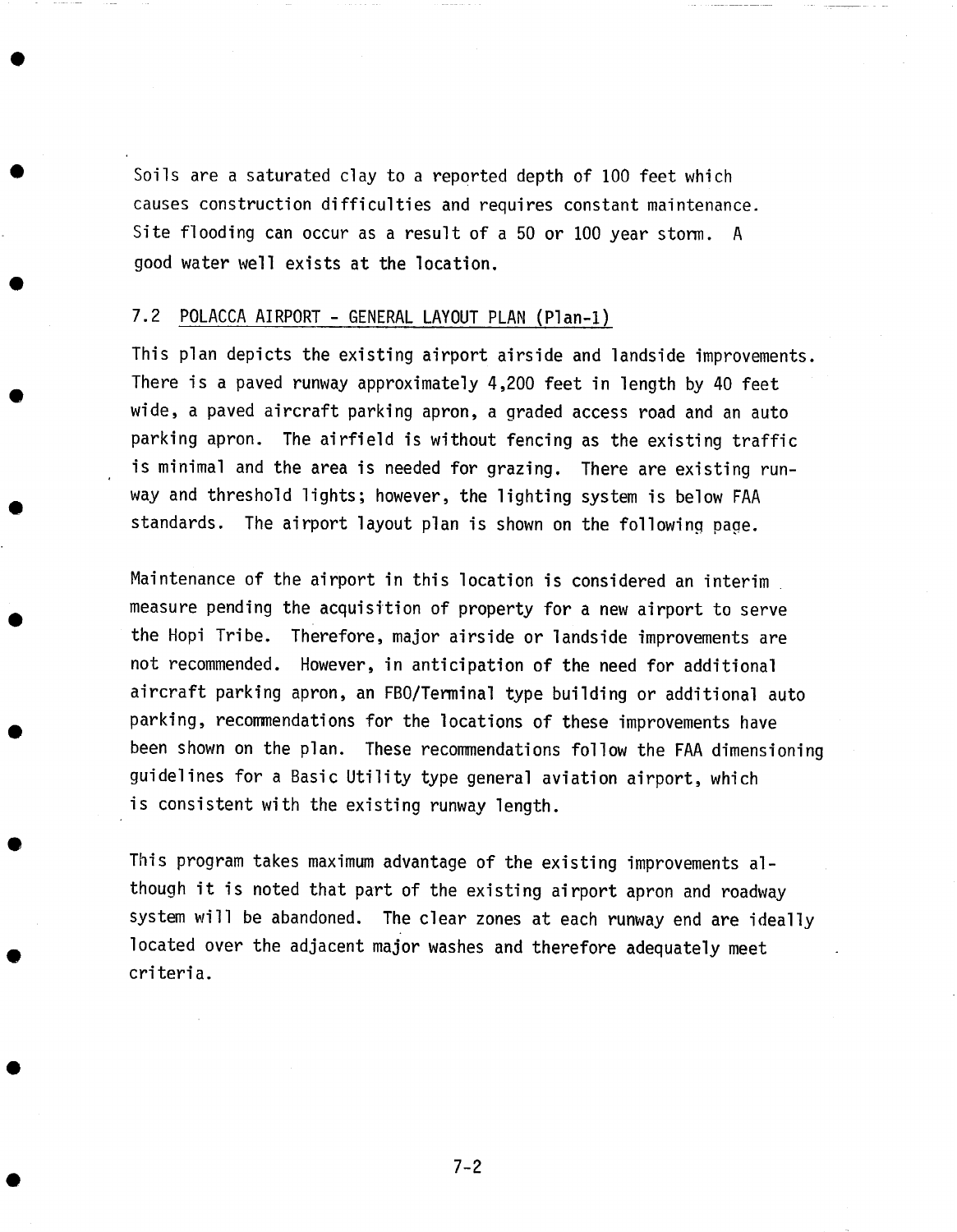Soils are a saturated clay to a reported depth of 100 feet which causes construction difficulties and requires constant maintenance. Site flooding can occur as a result of a 50 or 100 year storm. A good water well exists at the location.

## 7.2 POLACCA AIRPORT - GENERAL LAYOUT PLAN (Plan-1)

This plan depicts the existing airport airside and landside improvements. There is a paved runway approximately 4,200 feet in length by 40 feet wide, a paved aircraft parking apron, a graded access road and an auto parking apron. The airfield is without fencing as the existing traffic is minimal and the area is needed for grazing. There are existing runway and threshold lights; however, the lighting system is below FAA standards. The airport layout plan is shown on the following page.

Maintenance of the airport in this location is considered an interim measure pending the acquisition of property for a new airport to serve the Hopi Tribe. Therefore, major airside or landside improvements are not recommended. However, in anticipation of the need for additional aircraft parking apron, an FBO/Terminal type building or additional auto parking, recommendations for the locations of these improvements have been shown on the plan. These recommendations follow the FAA dimensioning guidelines for a Basic Utility type general aviation airport, which is consistent with the existing runway length.

This program takes maximum advantage of the existing improvements although it is noted that part of the existing airport apron and roadway system will be abandoned. The clear zones at each runway end are ideally located over the adjacent major washes and therefore adequately meet criteria.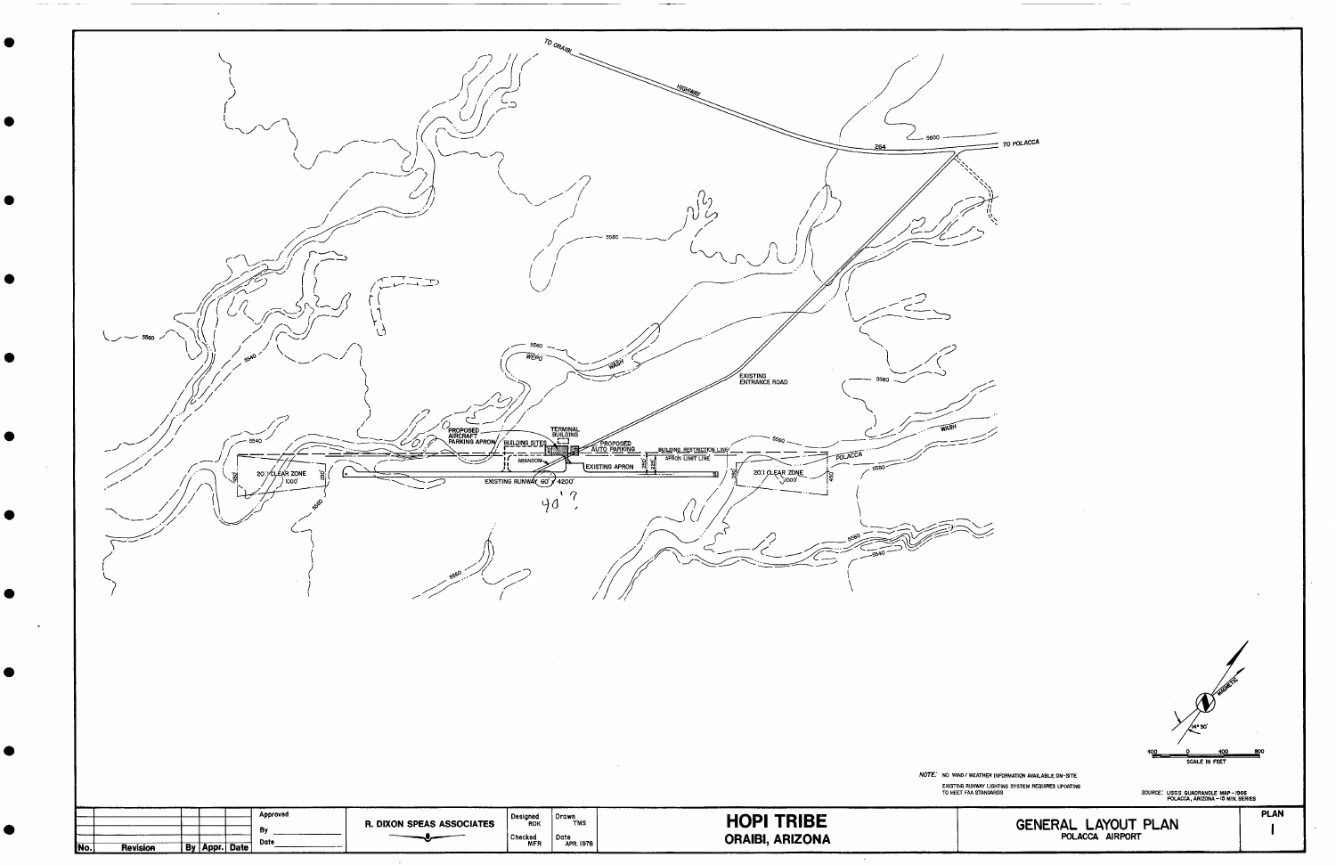TO ORAIBI

HIGHWAY

264

5600

TO POLACCA

5580

5560

5540

WEPO

WASH

EXISTING ENTRANCE ROAD

5580

WASH

PROPOSED AIRCRAFT PARKING APRON

BUILDING SITES

TERMINAL BUILDING

PROPOSED AUTO PARKING

BUILDING RESTRICTION LINE

APRON LIMIT LINE

POLACCA

ABANDON

EXISTING APRON

20:1 CLEAR ZONE 1000'

20:1 CLEAR ZONE 1000'

EXISTING RUNWAY 60' x 4200'

40' ?

5560

5540

MAGNETIC

14° 30'

400 0 400 800

SCALE IN FEET

NOTE: NO WIND/WEATHER INFORMATION AVAILABLE ON-SITE

EXISTING RUNWAY LIGHTING SYSTEM REQUIRES UPDATING TO MEET FAA STANDARDS

SOURCE: USGS QUADRANGLE MAP - 1966 POLACCA, ARIZONA - 15 MIN. SERIES

| No. | Revision | By | Appr. | Date | Approved By ____ Date ____ | R. DIXON SPEAS ASSOCIATES | Designed ROK | Drawn TMS | HOPI TRIBE ORAIBI, ARIZONA | GENERAL LAYOUT PLAN POLACCA AIRPORT | PLAN 1 |
|---|---|---|---|---|---|---|---|---|---|---|---|
| | | | | | | | Checked MFR | Date APR. 1978 | | | |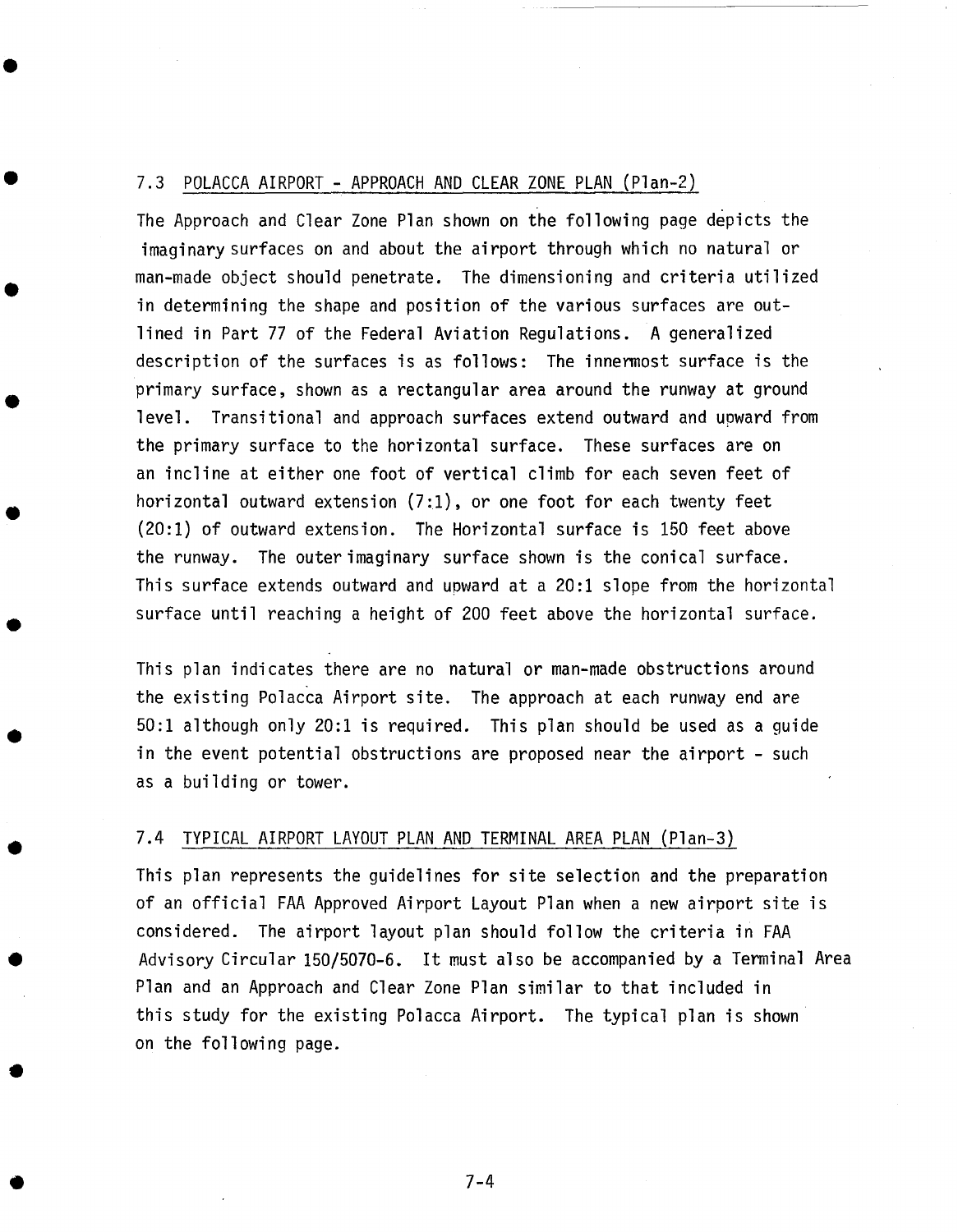## 7.3 POLACCA AIRPORT - APPROACH AND CLEAR ZONE PLAN (Plan-2)

The Approach and Clear Zone Plan shown on the following page depicts the imaginary surfaces on and about the airport through which no natural or man-made object should penetrate. The dimensioning and criteria utilized in determining the shape and position of the various surfaces are outlined in Part 77 of the Federal Aviation Regulations. A generalized description of the surfaces is as follows: The innermost surface is the primary surface, shown as a rectangular area around the runway at ground level. Transitional and approach surfaces extend outward and upward from the primary surface to the horizontal surface. These surfaces are on an incline at either one foot of vertical climb for each seven feet of horizontal outward extension (7:1), or one foot for each twenty feet (20:1) of outward extension. The Horizontal surface is 150 feet above the runway. The outer imaginary surface shown is the conical surface. This surface extends outward and upward at a 20:1 slope from the horizontal surface until reaching a height of 200 feet above the horizontal surface.

This plan indicates there are no natural or man-made obstructions around the existing Polacca Airport site. The approach at each runway end are 50:1 although only 20:1 is required. This plan should be used as a guide in the event potential obstructions are proposed near the airport - such as a building or tower.

## 7.4 TYPICAL AIRPORT LAYOUT PLAN AND TERMINAL AREA PLAN (Plan-3)

This plan represents the guidelines for site selection and the preparation of an official FAA Approved Airport Layout Plan when a new airport site is considered. The airport layout plan should follow the criteria in FAA Advisory Circular 150/5070-6. It must also be accompanied by a Terminal Area Plan and an Approach and Clear Zone Plan similar to that included in this study for the existing Polacca Airport. The typical plan is shown on the following page.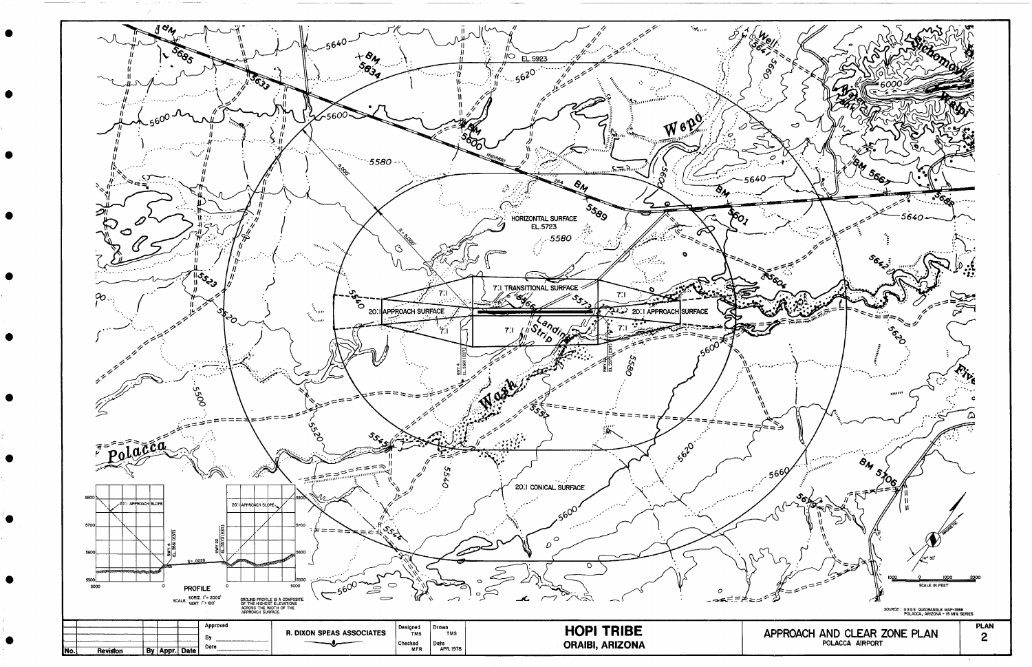HORIZONTAL SURFACE
EL.5723

7:1 TRANSITIONAL SURFACE

20:1 APPROACH SURFACE

20:1 APPROACH SURFACE

20:1 CONICAL SURFACE

R=5,000'

4,000'

RWY 4
EL.5561 (EST)

RWY 22
EL.5575 (EST)

Landing Strip

Wash

Wepo

Polacca

HIGHWAY 264

EL.5923

PROFILE

20:1 APPROACH SLOPE

S=.0029

SCALE: HORIZ. 1"= 2000'
VERT. 1"= 100'

GROUND PROFILE IS A COMPOSITE OF THE HIGHEST ELEVATIONS ACROSS THE WIDTH OF THE APPROACH SURFACE.

MAGNETIC
14° 30'

SCALE IN FEET

SOURCE: U.S.G.S. QUADRANGLE MAP-1966
POLACCA, ARIZONA - 15 MIN. SERIES

| No. | Revision | By | Appr. | Date | Approved By ____ Date ____ | R. DIXON SPEAS ASSOCIATES | Designed TMS<br>Checked MFR | Drawn TMS<br>Date APR. 1978 | HOPI TRIBE<br>ORAIBI, ARIZONA | APPROACH AND CLEAR ZONE PLAN<br>POLACCA AIRPORT | PLAN 2 |
|---|---|---|---|---|---|---|---|---|---|---|---|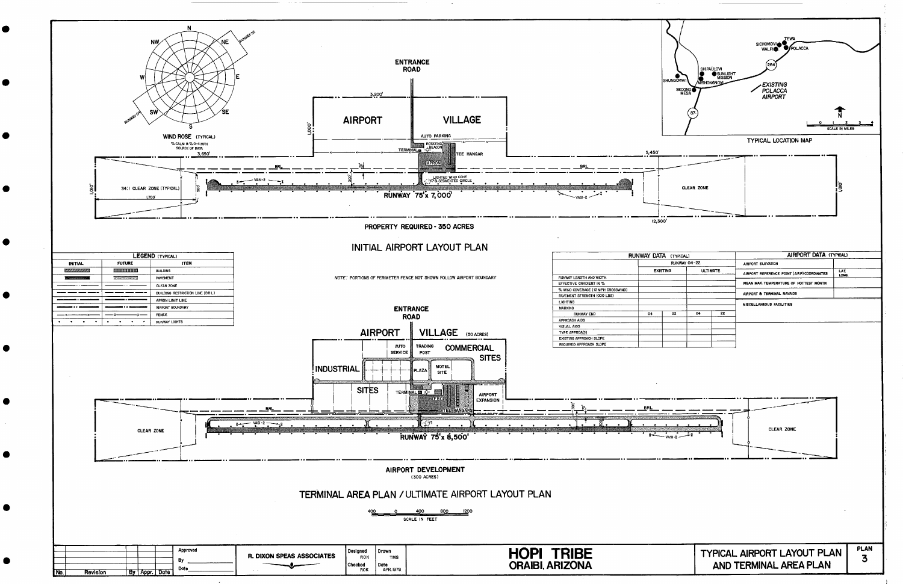WIND ROSE (TYPICAL)

% CALM 8 % 0-4 MPH
SOURCE OF DATA

N, NE, E, SE, S, SW, W, NW — RUNWAY 22, RUNWAY 04

ENTRANCE ROAD

3,200'

1,000'

AIRPORT VILLAGE

AUTO PARKING

TERMINAL — ROTATING BEACON — TEE HANGAR

APRON

LIGHTED WIND CONE & SEGMENTED CIRCLE

3,650' — 5,450'

BRL — BRL

1,000' — 34:1 CLEAR ZONE (TYPICAL) — 1,700' — 500' — VASI-2 — 300' — 75'

RUNWAY 75' x 7,000'

VASI-2 — CLEAR ZONE — 1,000'

12,300'

PROPERTY REQUIRED - 350 ACRES

# INITIAL AIRPORT LAYOUT PLAN

## TYPICAL LOCATION MAP

SICHOMOVI, TEWA, WALPI, POLACCA, 264, SHIPAULOVI, SUNLIGHT MISSION, SHUNGOPAVI, MISHONGNOVI, SECOND MESA, 87

EXISTING POLACCA AIRPORT

N

SCALE IN MILES: 0 1 2 3 4

| LEGEND (TYPICAL) | | |
|---|---|---|
| INITIAL | FUTURE | ITEM |
| | | BUILDING |
| | | PAVEMENT |
| | | CLEAR ZONE |
| | | BUILDING RESTRICTION LINE (BRL) |
| | | APRON LIMIT LINE |
| | | AIRPORT BOUNDARY |
| | | FENCE |
| | | RUNWAY LIGHTS |

NOTE: PORTIONS OF PERIMETER FENCE NOT SHOWN FOLLOW AIRPORT BOUNDARY

| RUNWAY DATA (TYPICAL) | RUNWAY 04-22 | | | |
|---|---|---|---|---|
| | EXISTING | | ULTIMATE | |
| RUNWAY LENGTH AND WIDTH | | | | |
| EFFECTIVE GRADIENT IN % | | | | |
| % WIND COVERAGE (12 MPH CROSSWIND) | | | | |
| PAVEMENT STRENGTH (000 LBS) | | | | |
| LIGHTING | | | | |
| MARKING | | | | |
| RUNWAY END | 04 | 22 | 04 | 22 |
| APPROACH AIDS | | | | |
| VISUAL AIDS | | | | |
| TYPE APPROACH | | | | |
| EXISTING APPROACH SLOPE | | | | |
| REQUIRED APPROACH SLOPE | | | | |

| AIRPORT DATA (TYPICAL) | |
|---|---|
| AIRPORT ELEVATION | |
| AIRPORT REFERENCE POINT (ARP) COORDINATES | LAT. LONG. |
| MEAN MAX. TEMPERATURE OF HOTTEST MONTH | |
| AIRPORT & TERMINAL NAVAIDS | |
| MISCELLANEOUS FACILITIES | |

ENTRANCE ROAD

AIRPORT VILLAGE (50 ACRES)

AUTO SERVICE — TRADING POST — COMMERCIAL SITES

INDUSTRIAL SITES — PLAZA — MOTEL SITE

TERMINAL — FBO — AIRPORT EXPANSION — TEE HANGARS

BRL — 300' — 75' — 200' — BRL

CLEAR ZONE — VASI-2 — RUNWAY 75' x 6,500' — VASI-2 — CLEAR ZONE

AIRPORT DEVELOPMENT (300 ACRES)

# TERMINAL AREA PLAN / ULTIMATE AIRPORT LAYOUT PLAN

SCALE IN FEET: 400 0 400 800 1200

| No. | Revision | By | Appr. | Date |
|---|---|---|---|---|

Approved
By
Date

R. DIXON SPEAS ASSOCIATES

Designed ROK — Drawn TMS — Checked ROK — Date APR. 1978

**HOPI TRIBE**
**ORAIBI, ARIZONA**

**TYPICAL AIRPORT LAYOUT PLAN AND TERMINAL AREA PLAN**

PLAN 3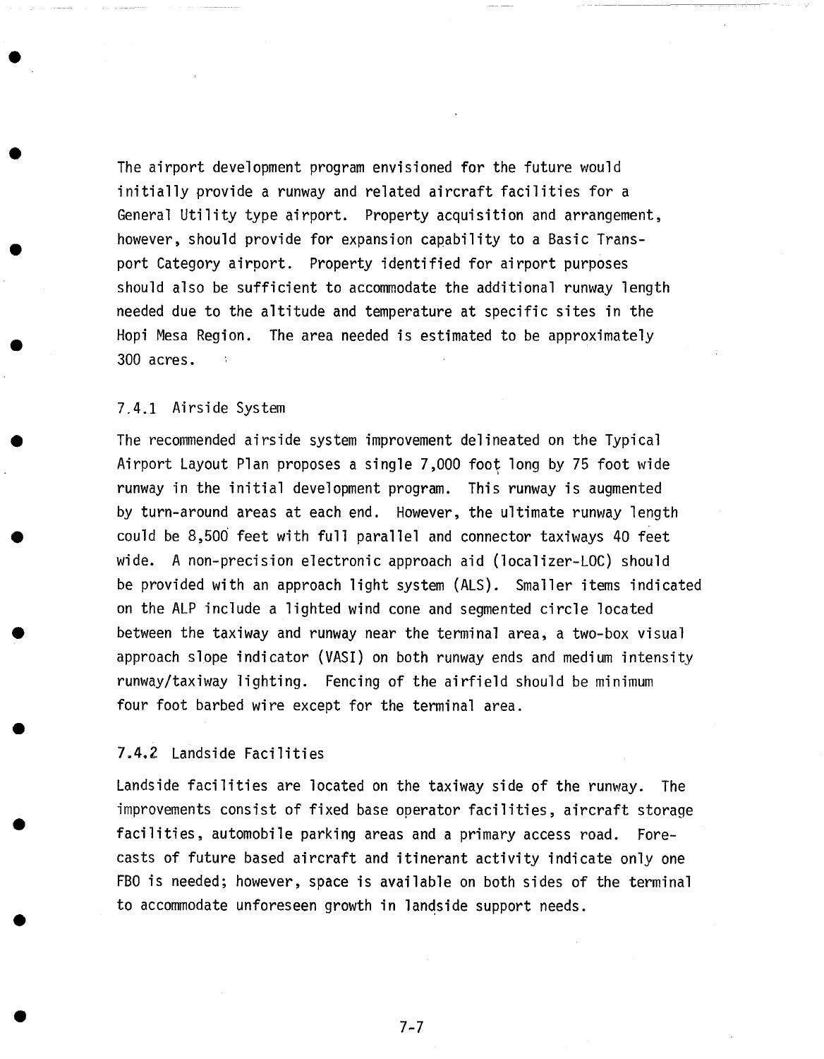The airport development program envisioned for the future would initially provide a runway and related aircraft facilities for a General Utility type airport. Property acquisition and arrangement, however, should provide for expansion capability to a Basic Transport Category airport. Property identified for airport purposes should also be sufficient to accommodate the additional runway length needed due to the altitude and temperature at specific sites in the Hopi Mesa Region. The area needed is estimated to be approximately 300 acres.

### 7.4.1 Airside System

The recommended airside system improvement delineated on the Typical Airport Layout Plan proposes a single 7,000 foot long by 75 foot wide runway in the initial development program. This runway is augmented by turn-around areas at each end. However, the ultimate runway length could be 8,500 feet with full parallel and connector taxiways 40 feet wide. A non-precision electronic approach aid (localizer-LOC) should be provided with an approach light system (ALS). Smaller items indicated on the ALP include a lighted wind cone and segmented circle located between the taxiway and runway near the terminal area, a two-box visual approach slope indicator (VASI) on both runway ends and medium intensity runway/taxiway lighting. Fencing of the airfield should be minimum four foot barbed wire except for the terminal area.

### 7.4.2 Landside Facilities

Landside facilities are located on the taxiway side of the runway. The improvements consist of fixed base operator facilities, aircraft storage facilities, automobile parking areas and a primary access road. Forecasts of future based aircraft and itinerant activity indicate only one FBO is needed; however, space is available on both sides of the terminal to accommodate unforeseen growth in landside support needs.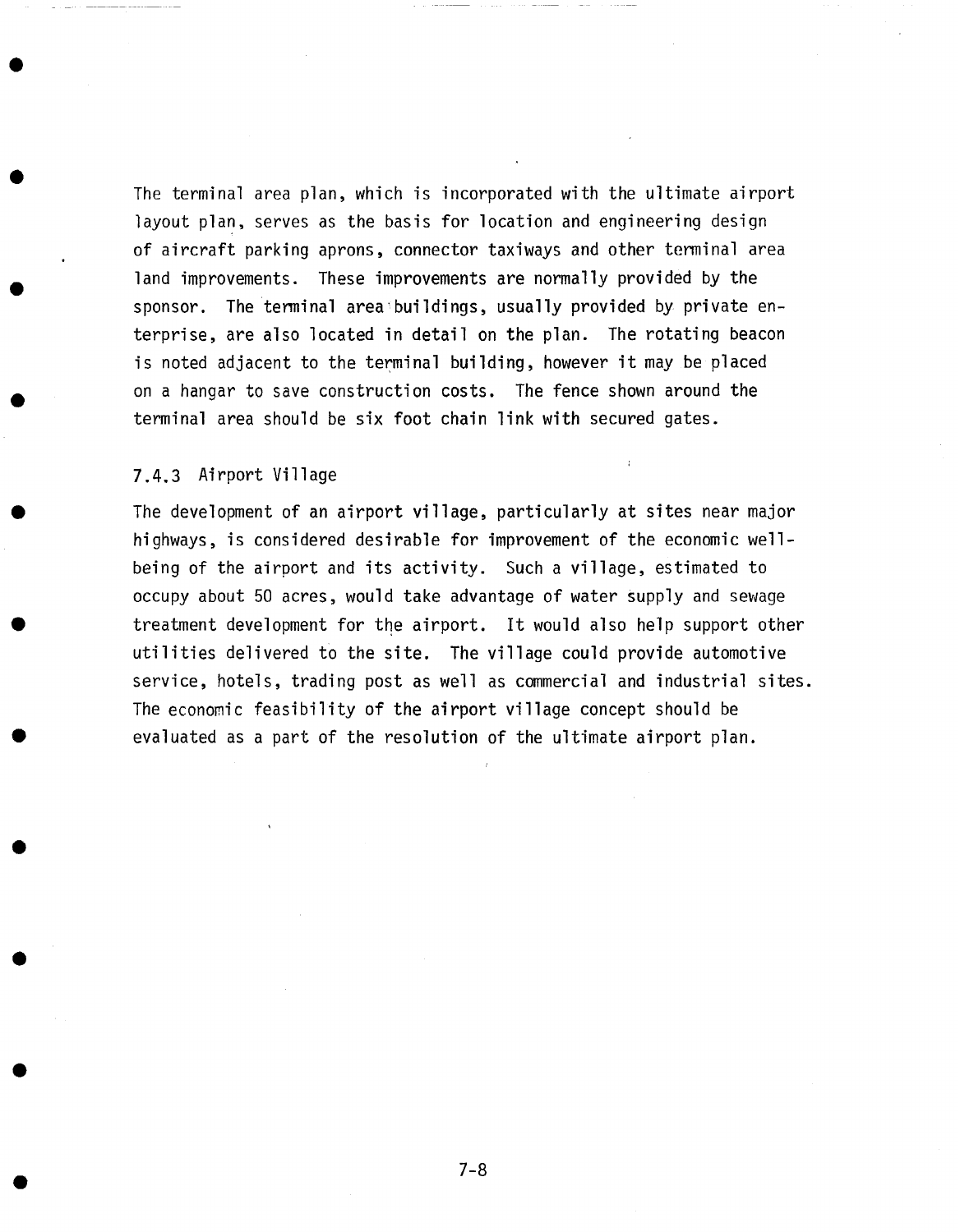The terminal area plan, which is incorporated with the ultimate airport layout plan, serves as the basis for location and engineering design of aircraft parking aprons, connector taxiways and other terminal area land improvements. These improvements are normally provided by the sponsor. The terminal area buildings, usually provided by private enterprise, are also located in detail on the plan. The rotating beacon is noted adjacent to the terminal building, however it may be placed on a hangar to save construction costs. The fence shown around the terminal area should be six foot chain link with secured gates.

### 7.4.3 Airport Village

The development of an airport village, particularly at sites near major highways, is considered desirable for improvement of the economic well-being of the airport and its activity. Such a village, estimated to occupy about 50 acres, would take advantage of water supply and sewage treatment development for the airport. It would also help support other utilities delivered to the site. The village could provide automotive service, hotels, trading post as well as commercial and industrial sites. The economic feasibility of the airport village concept should be evaluated as a part of the resolution of the ultimate airport plan.